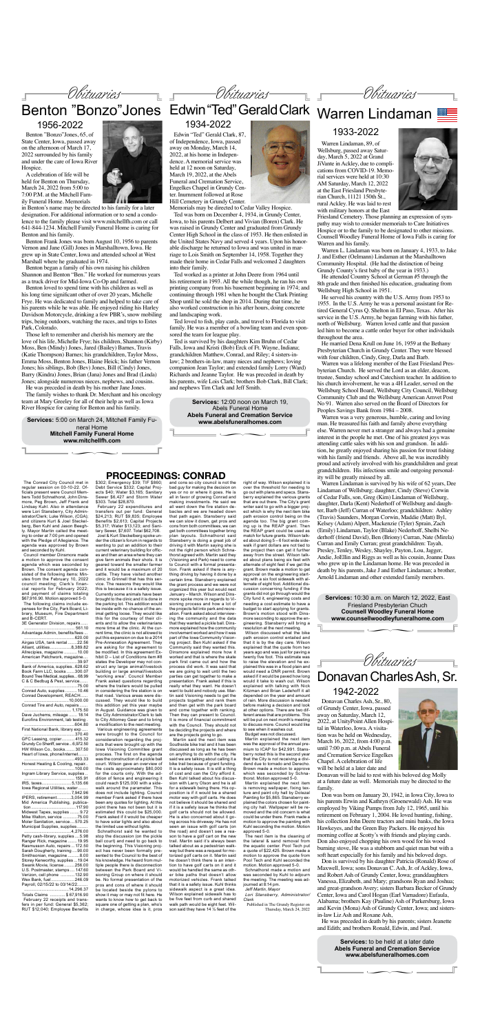*Obituaries*

# Benton "Bonzo"Jones

## 1956-2022

Benton "Bonzo"Jones, 65, of State Center, Iowa, passed away on the afternoon of March 17, 2022 surrounded by his family and under the care of Iowa River Hospice.

A celebration of life will be held for Benton on Thursday, March 24, 2022 from 5:00 to 7:00 P.M. at the Mitchell Family Funeral Home. Memorials in Benton's name may be directed to his family for a later designation. For additional information or to send a condolence to the family please visit www.mitchellfh.com or call 641-844-1234. Mitchell Family Funeral Home is caring for Benton and his family.

Benton Frank Jones was born August 10, 1956 to parents Vernon and Jane (Gill) Jones in Marshalltown, Iowa. He grew up in State Center, Iowa and attended school at West Marshall where he graduated in 1974.

Benton began a family of his own raising his children Shannon and Benton "Ben." He worked for numerous years as a truck driver for Mid-Iowa Co-Op and farmed.

Benton loved to spend time with his children as well as his long time significant other of over 20 years, Michelle Frye. He was dedicated to family and helped to take care of his parents while he was able. He enjoyed riding his Harley Davidson Motorcycle, drinking a few PBR's, snow mobiling trips, being outdoors, watching the races, and trips to Estes Park, Colorado.

Those left to remember and cherish his memory are the love of his life, Michelle Frye; his children, Shannon (Kirby) Moss, Ben (Mindy) Jones, Jared (Bailey) Barnes, Travis (Katie Thompson) Barnes; his grandchildren, Taylor Moss, Emma Moss, Benton Jones, Blaine Heick; his father Vernon Jones; his siblings, Bob (Bev) Jones, Bill (Cindy) Jones, Barry (Kindra) Jones, Brian (Jana) Jones and Brad (Linda) Jones; alongside numerous nieces, nephews, and cousins.

He was preceded in death by his mother Jane Jones.

The family wishes to thank Dr. Merchant and his oncology team at Mary Greeley for all of their help as well as Iowa River Hospice for caring for Benton and his family.

**Services:** 5:00 on March 24, Mitchell Family Funeral Home
**Mitchell Family Funeral Home**
**www.mitchellfh.com**

*Obituaries*

# Edwin "Ted" Gerald Clark

## 1934-2022

Edwin "Ted" Gerald Clark, 87, of Independence, Iowa, passed away on Monday, March 14, 2022, at his home in Independence. A memorial service was held at 12 noon on Saturday, March 19, 2022, at the Abels Funeral and Cremation Service, Engelkes Chapel in Grundy Center. Inurnment followed at Rose Hill Cemetery in Grundy Center. Memorials may be directed to Cedar Valley Hospice.

Ted was born on December 4, 1934, in Grundy Center, Iowa, to his parents Delbert and Vivian (Boren) Clark. He was raised in Grundy Center and graduated from Grundy Center High School in the class of 1953. He then enlisted in the United States Navy and served 4 years. Upon his honorable discharge he returned to Iowa and was united in marriage to Lois Smith on September 14, 1958. Together they made their home in Cedar Falls and welcomed 2 daughters into their family.

Ted worked as a printer at John Deere from 1964 until his retirement in 1993. All the while though, he ran his own printing company from his basement beginning in 1974; and continuing through 1981 when he bought the Clark Printing Shop until he sold the shop in 2014. During that time, he also worked construction in his after hours, doing concrete and landscaping work.

Ted loved to fish, play cards, and travel to Florida to visit family. He was a member of a bowling team and even sponsored the team for league play.

Ted is survived by his daughters Kim Bruhn of Cedar Falls, Iowa and Kristi (Bob) Eick of Ft. Wayne, Indiana; grandchildren Matthew, Conrad, and Riley; 4 sisters-in-law; 2 brothers-in-law, many nieces and nephews; loving companion Jean Taylor; and extended family Lorry (Ward) Richards and Jennie Taylor. He was preceded in death by his parents, wife Lois Clark; brothers Bob Clark, Bill Clark; and nephews Tim Clark and Jeff Smith.

**Services:** 12:00 noon on March 19, Abels Funeral Home
**Abels Funeral and Cremation Service**
**www.abelsfuneralhomes.com**

*Obituaries*

# Warren Lindaman

## 1933-2022

Warren Lindaman, 89, of Wellsburg, passed away Saturday, March 5, 2022 at Grand JiVante in Ackley, due to complications from COVID-19. Memorial services were held at 10:30 AM Saturday, March 12, 2022 at the East Friesland Presbyterian Church, 11121 150th St., rural Ackley. He was laid to rest with military honors at the East Friesland Cemetery. Those planning an expression of sympathy may wish to consider memorials to Care Initiatives Hospice or to the family to be designated to other missions. Counsell Woodley Funeral Home of Iowa Falls is caring for Warren and his family.

Warren L. Lindaman was born on January 4, 1933, to Jake J. and Esther (Oelmann) Lindaman at the Marshalltown Community Hospital. (He had the distinction of being Grundy County's first baby of the year in 1933.)

He attended Country School at German #5 through the 8th grade and then finished his education, graduating from Wellsburg High School in 1951.

He served his country with the U.S. Army from 1953 to 1955. In the U.S. Army he was a personal assistant for Retired General Cyrus Q. Shelton in El Paso, Texas. After his service in the U.S. Army, he began farming with his father, north of Wellsburg. Warren loved cattle and that passion led him to become a cattle order buyer for other individuals throughout the area.

He married Dena Krull on June 16, 1959 at the Bethany Presbyterian Church in Grundy Center. They were blessed with four children, Cindy, Greg, Darla and Barb.

Warren was a lifelong member of the East Friesland Presbyterian Church. He served the Lord as an elder, deacon, trustee, Sunday school and Catechism teacher. In addition to his church involvement, he was a 4H Leader, served on the Wellsburg School Board, Wellsburg City Council, Wellsburg Community Club and the Wellsburg American Amvet Post No 91. Warren also served on the Board of Directors for Peoples Savings Bank from 1984 – 2008.

Warren was a very generous, humble, caring and loving man. He treasured his faith and family above everything else. Warren never met a stranger and always had a genuine interest in the people he met. One of his greatest joys was attending cattle sales with his son and grandson. In addition, he greatly enjoyed sharing his passion for trout fishing with his family and friends. Above all, he was incredibly proud and actively involved with his grandchildren and great grandchildren. His infectious smile and outgoing personality will be greatly missed by all.

Warren Lindaman is survived by his wife of 62 years, Dee Lindaman of Wellsburg; daughter, Cindy (Steve) Corwin of Cedar Falls, son, Greg (Kim) Lindaman of Wellsburg, daughter, Darla (Kent) Nederhoff of Wellsburg and daughter, Barb (Jeff) Curran of Waterloo; grandchildren: Ashley (Travis) Saunders, Morgan Corwin, Maddie (Matt) Byl, Kelsey (Adam) Alpert, Mackenzie (Tyler) Sprain, Zach (Emily) Lindaman, Taylor (Blake) Nederhoff, Shelbi Nederhoff (friend David), Ben (Briony) Curran, Nate (Mirela) Curran and Emily Curran; great grandchildren: Tayah, Presley, Tenley, Wesley, Shayley, Payton, Lou, Jagger, Andie, JoEllin and Riggs as well as his cousin, Joanne Dass who grew up in the Lindaman home. He was preceded in death by his parents, Jake J and Esther Lindaman; a brother, Arnold Lindaman and other extended family members.

**Services:** 10:30 a.m. on March 12, 2022, East Friesland Presbyterian Church
**Counsell Woodley Funeral Home**
**www.counsellwoodleyfuneralhome.com**

*Obituaries*

# Donavan Charles Ash, Sr.

## 1942-2022

Donavan Charles Ash, Sr., 80, of Grundy Center, Iowa, passed away on Saturday, March 12, 2022, at UnityPoint Allen Hospital in Waterloo, Iowa. A visitation was be held on Wednesday, March 16, 2022, from 4:00 p.m. until 7:00 p.m. at Abels Funeral and Cremation Service Engelkes Chapel. A celebration of life will be held at a later date and Donavan will be laid to rest with his beloved dog Molly at a future date as well. Memorials may be directed to the family.

Don was born on January 20, 1942, in Iowa City, Iowa to his parents Ervin and Kathryn (Groenewald) Ash. He was employed by Viking Pumps from July 12, 1965, until his retirement on February 1, 2004. He loved hunting, fishing, his collection John Deere tractors and mini banks, the Iowa Hawkeyes, and the Green Bay Packers. He enjoyed his morning coffee at Scotty's with friends and playing cards. Don also enjoyed chopping his own wood for his wood burning stove, He was a stubborn and quiet man but with a soft heart especially for his family and his beloved dogs.

Don is survived by his daughter Patricia (Ronald) Rose of Maxwell, Iowa; sons Donavan C. Ash, Jr. of Ackley, Iowa, and Robert Ash of Grundy Center, Iowa; granddaughters Vanessa, Elizabeth, and Mary; grandsons Ryan and Joshua; and great-grandson Avery; sisters Barbara Becker of Grundy Center, Iowa and Carol Hogan (Earl Varnadore) Eufaula, Alabama; brothers Kay (Pauline) Ash of Parkersburg, Iowa and Kevin (Mona) Ash of Grundy Center, Iowa; and sisters-in-law Liz Ash and Roxane Ash,

He was preceded in death by his parents; sisters Jeanette and Edith; and brothers Ronald, Edwin, and Paul.

**Services:** to be held at a later date
**Abels Funeral and Cremation Service**
**www.abelsfuneralhomes.com**

# PROCEEDINGS: CONRAD

The Conrad City Council met in regular session on 03-10-22. Officials present were Council Members Todd Schnathorst, John Dinsmore, Peg Brown, Jeff Frank and Lindsay Kuhl. Also in attendance were Lori Stansberry, City Administrator/Clerk; Luke Wilson, (CGA); and citizens Kurt & Joel Steckelberg, Ben Kuhl and Jaxon Beeghly. Mayor Martin called the meeting to order at 7:00 pm and opened with the Pledge of Allegiance. The agenda was approved by Brown and seconded by Kuhl.

Council member Dinsmore made a motion to approve the consent agenda which was seconded by Brown. The consent agenda consisted of the following items: Minutes from the February 10, 2022 council meeting; Clerk's financial reports for February 2022; and payment of claims totaling $67,916.90. Motion approved 5–0.

The following claims include expenses for the City, Park Board, Library, Museum, Fire Department and B-CERT.

3E Generator Division, repairs........ 561.10
Advantage Admin, benefits/fees ........620.00
Airgas USA, tank rental .............22.56
Alliant, utilities......................8,389.82
Allrecipies, magazine ..............10.00
American Patchwork, magazine..........39.97
Bank of America, supplies..628.62
Book Farm LLC, books .........300.07
Bound Tree Medical, supplies...68.99
C & C Bedbug & Pest, services ......75.00
Conrad Auto, supplies ...........10.46
Conrad Development, REACH.......10,000.00
Conrad Tire and Auto, repairs.......1,175.50
Dave Juchems, mileage .........18.14
Eurofins Environment, lab testing...........604.80
First National Bank, library exp.........370.40
GFC Leasing, copier.............415.32
Grundy Co Sheriff, service....6,972.50
HW Wilson Co., books...........397.50
Heart of Iowa, phone/internet.........493.33
Honest Heating & Cooling, repair....100.00
Ingram Library Service, supplies ......155.91
IRS, taxes.........................5,135.68
Iowa Regional Utilities, water .......7,942.96
IPERS, retirement............3,054.99
Mid America Publishing, publication .......117.90
Midwest Tapes, supplies..........9.72
Mike Walton, service ...........75.00
Moler Sanitation, service......570.25
Municipal Supplies, supplies .........4,276.00
Petty cash-library, supplies......5.98
Ranger Rick, magazine ........19.95
Rasmusson Auto, repairs.....172.50
Sarah Dougherty, training ......90.00
Smithsonian, magazine ..........8.00
Storey Kenworthy, supplies ...19.04
Swank Movie, license...........256.00
U.S. Postmaster, stamps.......147.60
Verizon, cell phone ............132.90
Wex Bank, fuel...................246.09
Payroll, 02/15/22 to 03/14/22.........14,296.37
Totals Claims ................ $ 67,916.90

February 22 receipts and transfers in per fund: General $5,362; RUT $12,040; Employee Benefits $302; Emergency $39; TIF $860; Debt Service $332; Capital Projects $40; Water $3,165; Sanitary Sewer $6,427 and Storm Water $303. Total $28,870.

February 22 expenditures and transfers out per fund: General $24,213; RUT $9,835; Employee Benefits $2,613; Capital Projects $5,317; Water $13,123; and Sanitary Sewer, $7,607. Total $62,708.

Joel & Kurt Steckelberg spoke under the citizen's forum in regards to wanting to put an addition to their current veterinary building for offices and then an area where they can give farm animals their shots. It is paved toward the smaller farmer and it would be a maximum of 20 cattle. They have visited another clinic in Grinnell that has this service. The reasons they would like this is because it is a safety issue. Currently some animals have been brought to the clinic and it is done in the parking lot. This addition would be inside with no chance of the animal getting loose. They would like this for the courtesy of their clients and to allow the veterinarians more time at the clinic. At the current time, the clinic is not allowed to put this expansion in due to a 2014 Pre-Annexation Agreement. They are asking for the agreement to be modified. In this agreement Exhibit D – List of Conditions item #8 states the Developer may not construct any large animal/livestock building or large animal/livestock "working area". Council Member Frank asked questions regarding where the trailers would be pulled in considering the fire station is on that road. Various areas were discussed. There is no desire to build this addition yet this year maybe in August. Guidance was given to the City Administrator/Clerk to talk to City Attorney Geer and to bring a modification to the next meeting.

Various engineering agreements were brought to the Council for consideration regarding the projects that were brought up with the Iowa Visioning Committee grant process. The first on the agenda was the construction of a pickle ball court. Wilson gave an overview of the costs approximately $80,000 for the courts only. With the addition of fence and engineering it could reach $125,000 with a sidewalk around the parameter. This does not include lighting. Council member Frank asked if there have been any quotes for lighting. At this point there has not been but it is estimated this could be $25,000. Frank asked if it would be cheaper to have solar lights and also about the limited use without lights.

Schnathorst said he wanted to stop the discussion (on the pickle ball court) and need to go back to the beginning. This Visioning project has never been formally presented to the Council to the best of his knowledge. He heard from multiple people there is disconnection between the Park Board and Visioning Group on where it should be. No formal presentation of the pros and cons of where it should be located beside the pylons to show it may or may not fit here. He wants to know how to get back to square one of getting a plan, who's in charge, whose idea is it, pros and cons so city council is not the bad guy for making the decision on yes or no or where it goes. He is all in favor of growing Conrad and making investments. He said we can slow it down, get pros and cons from both committees, we can get both committees together bring plan layouts. Schnathorst said Stansberry is doing a great job of driving it with Martin saying she is not the right person which Schnathorst agreed with. Martin said they (Visioning and Park) need to come to Council with a formal presentation. Frank asked if there is anything driving by having it done by a certain time. Stansberry explained the grant process and we were not organized this year but would need January – March. Wilson and Dinsmore spoke more in regards to Visioning process and how a lot of the projects fell into park and recreation. Frank asked about interviewing the community and the data that they wanted a pickle ball. Dinsmore explained how the community involvement worked and how it was part of the Iowa Community Visioning project. Ben Kuhl asked if the Community said they wanted this. Dinsmore explained more how it worked and that is where the skate park first came out and how the process did work. It was said that we are going to wait until the two parties can get together to make a presentation. Frank asked if this is really what they want. He doesn't want to build and nobody use. Martin said Visioning needs to get the projects together and rank them and then get with the park board and come together with ranking. Then they can present to Council. It is more of financial commitment with the Council. They should not be deciding the projects and where are the projects going to go.

Martin said the next item was Southside bike trail and it has been discussed as long as he has been on anything to do with the city. He said we are talking about calling it a bike trail because of grant funding. It is a safety issue. It is still a thing of cost and can the City afford it. Ben Kuhl talked about his discussion with Larry Olson and he is all for a sidewalk being there. His opposition is if it would be a shared motor way with golf carts. He does not believe it should be shared and if it is a safety issue he thinks these golf carts should not be allowed. He is also concerned about it going across his driveway. He has not seen an issue with golf carts (on the road) and doesn't see a reason to have a golf cart on the new trail. Martin said it's always been talked about as a pedestrian walkway but there was a request for motorized golf carts on it. Martin said he doesn't think there is an intention to have golf carts on it and it would be handled the same as other bike paths that doesn't allow motorized vehicles. Frank talked that it is a safety issue. Kuhl thinks sidewalk aspect is a great idea. Wilson explained sidewalk has to be five feet from curb and shared walk path would be eight feet. Wilson said they have 14 ½ feet of the right of way. Wilson explained it is over the threshold for needing to go out with plans and specs. Stansberry explained the various grants that are out there. The City's grant writer said to go with a bigger project which is why the next item bike path erosion control being on the agenda too. The big grant coming up is the REAP grant. Then the REAP grant could be used as match for future grants. Wilson talked about doing 5 – 6 foot wide sidewalk if grant dollars are not tied to the project then can get it further away from the street. Wilson talked about plans being six feet with alternate of eight feet if we get the grant. Brown made a motion to get approval on the engineering starting with a six foot sidewalk with alternate of eight foot. Additional discussion concerning funding if the grants did not go through would the City fund it, engineering costs and meeting a cost estimate to have a budget to start applying for grants. Brown's motion stood with Dinsmore seconding to approve the engineering. Stansberry will bring a resolution at the next meeting.

Wilson discussed what the bike path erosion control entailed and that it is by the day care. Wilson explained that the quote from two years ago and was just for paving a twenty five foot. This estimate was to raise the elevation and he explained this was in a flood plain and would need a DNR permit. Brown asked if it would be paved how long would it take to wash out. Wilson explained with talking with Nick Kitzman and Brian Ludehoff it all depended on the year and amount of rain. More discussion is needed before making a decision and look at other options. There are two different areas that are problems. This will be put on next month's meeting to discuss more. Council would like to see when it washes out.

Budget was not discussed.

Martin explained the next item was the approval of the annual premium to ICAP for $42,991. Stansberry noted this is the second year that the City is not receiving a dividend due to tornado and Derecho. Brown made a motion to approve which was seconded by Schnathorst. Motion approved 5–0.

Martin explained the next item is removing wallpaper, fixing texture and paint city hall by Dolezal Painting for $5,865. Stansberry explained the colors chosen for painting city hall. Wallpaper will be removed and the old concern is what could be under there. Frank made a motion to approve the painting with Kuhl seconding the motion. Motion approved 5–0.

The next item is the cleaning of the lateral & sand removal from the aquatic center. Pool Tech put a quote of $22,425. Brown made a motion to approve the quote from Pool Tech and Kuhl seconded the motion. Motion approved 5–0.

Schnathorst made a motion and was seconded by Kuhl to adjourn the meeting. The meeting was adjourned at 8:14 pm.

*Jeff Martin, Mayor*

*Lori Stansberry, Administrator/Clerk*

Published in The Grundy Register on Thursday, March 24, 2022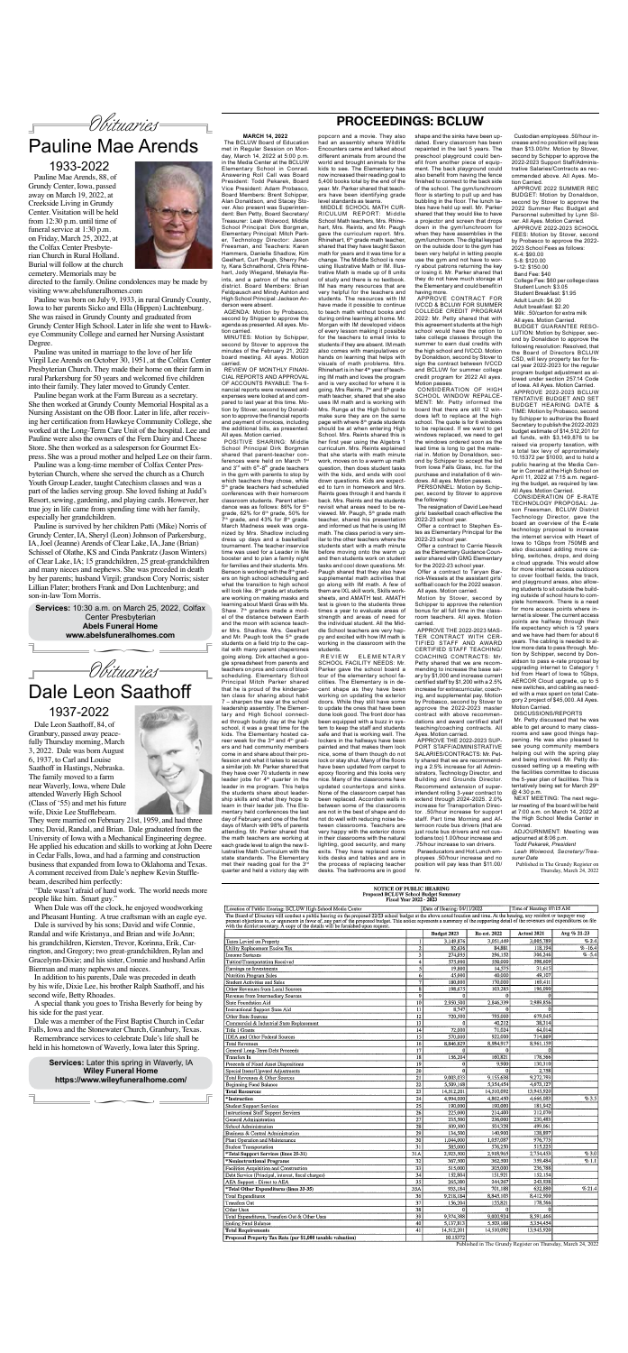*Obituaries*

# Pauline Mae Arends

## 1933-2022

Pauline Mae Arends, 88, of Grundy Center, Iowa, passed away on March 19, 2022, at Creekside Living in Grundy Center. Visitation will be held from 12:30 p.m. until time of funeral service at 1:30 p.m. on Friday, March 25, 2022, at the Colfax Center Presbyterian Church in Rural Holland. Burial will follow at the church cemetery. Memorials may be directed to the family. Online condolences may be made by visiting www.abelsfuneralhomes.com

Pauline was born on July 9, 1933, in rural Grundy County, Iowa to her parents Sicko and Ella (Hippen) Luchtenburg. She was raised in Grundy County and graduated from Grundy Center High School. Later in life she went to Hawkeye Community College and earned her Nursing Assistant Degree.

Pauline was united in marriage to the love of her life Virgil Lee Arends on October 30, 1951, at the Colfax Center Presbyterian Church. They made their home on their farm in rural Parkersburg for 50 years and welcomed five children into their family. They later moved to Grundy Center.

Pauline began work at the Farm Bureau as a secretary. She then worked at Grundy County Memorial Hospital as a Nursing Assistant on the OB floor. Later in life, after receiving her certification from Hawkeye Community College, she worked at the Long-Term Care Unit of the hospital. Lee and Pauline were also the owners of the Fern Dairy and Cheese Store. She then worked as a salesperson for Gourmet Express. She was a proud mother and helped Lee on their farm.

Pauline was a long-time member of Colfax Center Presbyterian Church, where she served the church as a Church Youth Group Leader, taught Catechism classes and was a part of the ladies serving group. She loved fishing at Judd's Resort, sewing, gardening, and playing cards. However, her true joy in life came from spending time with her family, especially her grandchildren.

Pauline is survived by her children Patti (Mike) Norris of Grundy Center, IA, Sheryl (Leon) Johnson of Parkersburg, IA, Joel (Leanne) Arends of Clear Lake, IA, Jane (Brian) Schissel of Olathe, KS and Cinda Pankratz (Jason Winters) of Clear Lake, IA; 15 grandchildren, 25 great-grandchildren and many nieces and nephews. She was preceded in death by her parents; husband Virgil; grandson Cory Norris; sister Lillian Flater; brothers Frank and Don Luchtenburg; and son-in-law Tom Morris.

**Services:** 10:30 a.m. on March 25, 2022, Colfax Center Presbyterian
**Abels Funeral Home**
**www.abelsfuneralhomes.com**

*Obituaries*

# Dale Leon Saathoff

## 1937-2022

Dale Leon Saathoff, 84, of Granbury, passed away peacefully Thursday morning, March 3, 2022. Dale was born August 6, 1937, to Carl and Louise Saathoff in Hastings, Nebraska. The family moved to a farm near Waverly, Iowa, where Dale attended Waverly High School (Class of '55) and met his future wife, Dixie Lee Shafflebeam. They were married on February 21st, 1959, and had three sons; Dale, Randal, and Brian. Dale graduated from the University of Iowa with a Mechanical Engineering degree. He applied his education and skills to working at John Deere in Cedar Falls, Iowa, and had a farming and construction business that expanded from Iowa to Oklahoma and Texas. A comment received from Dale's nephew Kevin Stufflebeam, described him perfectly:

"Dale wasn't afraid of hard work. The world needs more people like him. Smart guy."

When Dale was off the clock, he enjoyed woodworking and Pheasant Hunting. A true craftsman with an eagle eye.

Dale is survived by his sons; David and wife Connie, Randal and wife Kristanya, and Brian and wife JoAnn; his grandchildren, Kiersten, Trevor, Korinna, Erik, Carrington, and Gregory; two great-grandchildren, Rylan and Gracelynn-Dixie; and his sister, Connie and husband Arlin Bierman and many nephews and nieces.

In addition to his parents, Dale was preceded in death by his wife, Dixie Lee, his brother Ralph Saathoff, and his second wife, Betty Rhoades.

A special thank you goes to Trisha Beverly for being by his side for the past year.

Dale was a member of the First Baptist Church in Cedar Falls, Iowa, and the Stonewater Church, Granbury, Texas.

Remembrance services to celebrate Dale's life shall be held in his hometown of Waverly, Iowa later this Spring.

**Services:** Later this spring in Waverly, IA
**Wiley Funeral Home**
**https://www.wileyfuneralhome.com/**

# PROCEEDINGS: BCLUW

**MARCH 14, 2022**

The BCLUW Board of Education met in Regular Session on Monday, March 14, 2022 at 5:00 p.m. in the Media Center at the BCLUW Elementary School in Conrad. Answering Roll Call was Board President: Todd Pekarek, Board Vice President: Adam Probasco, Board Members: Brent Schipper, Alan Donaldson, and Stacey Stover. Also present was Superintendent: Ben Petty, Board Secretary/Treasurer: Leah Wolwood, Middle School Principal: Dirk Borgman, Elementary Principal: Mitch Parker, Technology Director: Jason Freeman, and Teachers: Karen Hammers, Danielle Shadlow, Kim Gaelhart, Curt Paugh, Sheryl Petty, Kara Schnathorst, Chris Rhinehart, Jody Weigand, Makayla Reints, and a patron of the school district. Board Members, Brian Feldpausch and Mindy Ashton and High School Principal Jackson Anderson were absent.

AGENDA: Motion by Probasco, second by Schipper to approve the agenda as presented. All ayes. Motion carried.

MINUTES: Motion by Schipper, second by Stover to approve the minutes of the February 21, 2022 board meeting. All ayes. Motion carried.

REVIEW OF MONTHLY FINANCIAL REPORTS AND APPROVAL OF ACCOUNTS PAYABLE: The financial reports were reviewed and expenses were looked at and compared to last year at this time. Motion by Stover, second by Donaldson to approve the financial reports and payment of invoices, including the additional bills, as presented. All ayes. Motion carried.

POSITIVE SHARING: Middle School Principal Dirk Borgman shared that parent-teacher conferences were held on March 1st and 3rd with 6th-8th grade teachers in the gym with parents to stop by which teachers they chose, while 5th grade teachers had scheduled conferences with their homeroom classroom students. Parent attendance was as follows: 86% for 5th grade, 62% for 6th grade, 50% for 7th grade, and 43% for 8th grade. March Madness week was organized by Mrs. Shadlow including dress up days and a basketball tournament. The teacher inservice time was used for a Leader in Me booster and to plan a family night for families and their students. Ms. Benson is working with the 8th graders on high school scheduling and what the transition to high school will look like. 8th grade art students are working on making masks and learning about Mardi Gras with Ms. Shaw. 7th graders made a model of the distance between Earth and the moon with science teacher Mrs. Shadlow. Mrs. Gaelhart and Mr. Paugh took the 5th grade students on a field trip to the capital with many parent chaperones going along. Dirk attached a google spreadsheet from parents and teachers on pros and cons of block scheduling. Elementary School Principal Mitch Parker shared that he is proud of the kindergarten class for sharing about habit 7 – sharpen the saw at the school leadership assembly. The Elementary and High School connected through buddy day at the high school, it was a great time for the kids. The Elementary hosted career week for the 3rd and 4th graders and had community members come in and share about their profession and what it takes to secure a similar job. Mr. Parker shared that they have over 70 students in new leader jobs for 4th quarter in the leader in me program. This helps the students share about leadership skills and what they hope to learn in their leader job. The Elementary held conferences the last day of February and one of the first days of March with 98% of parents attending. Mr. Parker shared that the math teachers are working at each grade level to align the new illustrative Math Curriculum with the state standards. The Elementary met their reading goal for the 3rd quarter and held a victory day with popcorn and a movie. They also had an assembly where Wildlife Encounters came and talked about different animals from around the world and brought animals for the kids to see. The Elementary has now increased their reading goal to 5,400 books total by the end of the year. Mr. Parker shared that teachers have been identifying grade level standards as teams.

MIDDLE SCHOOL MATH CURRICULUM REPORT: Middle School Math teachers, Mrs. Rhinehart, Mrs. Reints, and Mr. Paugh gave the curriculum report. Mrs. Rhinehart, 6th grade math teacher, shared that they have taught Saxon math for years and it was time for a change. The Middle School is now using Illustrative Math or IM. Illustrative Math is made up of 8 units of study and there is no textbook. IM has many resources that are very helpful for the teachers and students. The resources with IM have made it possible to continue to teach students during snow days and during online learning at home. Mr. Morgan with IM developed videos of every lesson making it possible for the teachers to email links to students if they are absent. IM math also comes with manipulatives or hands on learning that helps with visuals of math problems. Mrs. Rhinehart is in her 4th year of teaching IM math and loves the program and is very excited for where it is going. Mrs. Reints, 7th and 8th grade math teacher, shared that she also used IM math and is working with Mrs. Runge at the High School to make sure they are on the same page with where 8th grade students should be at when entering High School. Mrs. Reints shared this is her first year using the Algebra 1 curriculum. Mrs. Reints explained that she starts with math minute work, moves on to a warm up math question, then does student tasks with the kids, and ends with cool down questions. Kids are expected to turn in homework and Mrs. Reints goes through it and hands it back. Mrs. Reints and the students revisit what areas need to be reviewed. Mr. Paugh, 5th grade math teacher, shared his presentation and informed us that he is using IM math. The class period is very similar to the other teachers where the students start with a math minute before moving onto the warm up and then students work on student tasks and cool down questions. Mr. Paugh shared that they also have supplemental math activities that go along with IM math. A few of them are IXL skill work, Skills worksheets, and AMM test. AMATH test is given to the students three times a year to evaluate areas of strength and areas of need for the individual student. All the Middle School teachers are very happy and excited with how IM math is working in the classroom with the students.

REVIEW ELEMENTARY SCHOOL FACILITY NEEDS: Mr. Parker gave the school board a tour of the elementary school facilities. The Elementary is in decent shape as they have been working on updating the exterior doors. While they still have some to update the ones that have been done look good. The front door has been equipped with a buzz in system to keep the staff and students safe and that is working well. The lockers in the hallways have been painted and that makes them look nice, some of them though do not lock or stay shut. Many of the floors have been updated from carpet to epoxy flooring and this looks very nice. Many of the classrooms have updated countertops and sinks. None of the classroom carpet has been replaced. Accordion walls in between some of the classrooms are not in the best of shape and do not do well with reducing noise between classrooms. Teachers are very happy with the exterior doors in their classrooms with the natural lighting, good security, and many exits. They have replaced some kids desks and tables and are in the process of replacing teacher desks. The bathrooms are in good shape and the sinks have been updated. Every classroom has been repainted in the last 5 years. The preschool playground could benefit from another piece of equipment. The back playground could also benefit from having the fence finished to connect to the back side of the school. The gym/lunchroom floor is starting to pull up and has bubbling in the floor. The lunch tables have held up well. Mr. Parker shared that they would like to have a projector and screen that drops down in the gym/lunchroom for when they have assemblies in the gym/lunchroom. The digital keypad on the outside door to the gym has been very helpful in letting people use the gym and not have to worry about patrons returning the key or losing it. Mr. Parker shared that they do not have much storage at the Elementary and could benefit in having more.

APPROVE CONTRACT FOR IVCCD & BCLUW FOR SUMMER COLLEGE CREDIT PROGRAM 2022: Mr. Petty shared that with this agreement students at the high school would have the option to take college classes through the summer to earn dual credits with the high school and IVCCD. Motion by Donaldson, second by Stover to sign the contract between IVCCD and BCLUW for summer college credit program for 2022 all ayes. Motion passes.

CONSIDERATION OF HIGH SCHOOL WINDOW REPLACEMENT: Mr. Petty informed the board that there are still 12 windows left to replace at the high school. The quote is for 6 windows to be replaced. If we want to get windows replaced, we need to get the windows ordered soon as the lead time is long to get the material in. Motion by Donaldson, second by Schipper to accept the bid from Iowa Falls Glass, Inc. for the purchase and installation of 6 windows. All ayes. Motion passes.

PERSONNEL: Motion by Schipper, second by Stover to approve the following:

The resignation of David Lee head girls' basketball coach effective the 2022-23 school year.

Offer a contract to Stephen Estes as Elementary Principal for the 2022-23 school year.

Offer a contract to Carrie Nesvik as the Elementary Guidance Counselor shared with GMG Elementary for the 2022-23 school year.

Offer a contract to Taryan Barrick-Wessels at the assistant girls' softball coach for the 2022 season. All ayes. Motion carried.

Motion by Stover, second by Schipper to approve the retention bonus for all full time in the classroom teachers. All ayes. Motion carried.

APPROVE THE 2022-2023 MASTER CONTRACT WITH CERTIFIED STAFF AND AWARD CERTIFIED STAFF TEACHING/ COACHING CONTRACTS: Mr. Petty shared that we are recommending to increase the base salary by $1,000 and increase current certified staff by $1,200 with a 2.5% increase for extracurricular, coaching, and supplemental pay. Motion by Probasco, second by Stover to approve the 2022-2023 master contract with above recommendations and award certified staff teaching/coaching contracts. All Ayes. Motion carried.

APPROVE THE 2022-2023 SUPPORT STAFF/ADMINISTRATIVE SALARIES/CONTRACTS: Mr. Petty shared that we are recommending a 2.5% increase for all Administrators, Technology Director, and Building and Grounds Director. Recommend extension of superintendent rolling 3-year contract to extend through 2024-2025. 2.0% increase for Transportation Director. .50/hour increase for support staff. Part time Morning and afternoon route bus drivers that are just route bus drivers and not custodians/tod 1.00/hour increase and .75/hour increase to van drivers. Paraeducators and Hot Lunch employees .50/hour increase and no position will pay less than $11.00/hr.

Custodian employees .50/hour increase and no position will pay less than $13.00/hr. Motion by Stover, second by Schipper to approve the 2022-2023 Support Staff/Administrative Salaries/Contracts as recommended above. All Ayes. Motion Carried.

APPROVE 2022 SUMMER REC BUDGET: Motion by Donaldson, second by Stover to approve the 2022 Summer Rec Budget and Personnel submitted by Lynn Silver. All Ayes. Motion Carried.

APPROVE 2022-2023 SCHOOL FEES: Motion by Stover, second by Probasco to approve the 2022-2023 School Fees as follows:

K-4: $90.00
5-8: $120.00
9-12: $150.00
Band Fee: $40
College Fee: $60 per college class
Student Lunch: $3.05
Student Breakfast: $1.95
Adult Lunch: $4.20
Adult Breakfast: $2.20
Milk: .50/carton for extra milk

All ayes. Motion Carried.

BUDGET GUARANTEE RESOLUTION: Motion by Schipper, second by Donaldson to approve the following resolution: Resolved, that the Board of Directors BCLUW CSD, will levy property tax for fiscal year 2022-2023 for the regular program budget adjustment as allowed under section 257.14 Code of Iowa. All Ayes. Motion Carried.

APPROVE 2022-2023 BCLUW TENTATIVE BUDGET AND SET BUDGET HEARING DATE & TIME: Motion by Probasco, second by Schipper to authorize the Board Secretary to publish the 2022-2023 budget estimate of $14,512,201 for all funds, with $3,149,876 to be raised via property taxation, with a total tax levy of approximately 10.15372 per $1000, and to hold a public hearing at the Media Center in Conrad at the High School on April 11, 2022 at 7:15 a.m. regarding the budget, as required by law. All Ayes. Motion Carried.

CONSIDERATION OF E-RATE TECHNOLOGY PROPOSAL: Jason Freeman, BCLUW District Technology Director, gave the board an overview of the E-rate technology proposal to increase the internet service with Heart of Iowa to 1Gbps from 750MB and also discussed adding more cabling, switches, drops, and doing a cloud upgrade. This would allow for more internet access outdoors to cover football fields, the track, and playground areas, also allowing students to sit outside the building outside of school hours to complete homework. There is a need for more access points where internet is slower. The current access points are halfway through their life expectancy which is 12 years and we have had them for about 6 years. The cabling is needed to allow more data to pass through. Motion by Schipper, second by Donaldson to pass e-rate proposal by upgrading internet to Category 1 bid from Heart of Iowa to 1Gbps, AERCOR Cloud upgrade, up to 5 new switches, and cabling as needed with a max spent on total Category 2 project of $45,000. All Ayes. Motion Carried.

DISCUSSIONS/REPORTS

Mr. Petty discussed that he was able to get around to many classrooms and see good things happening. He was also pleased to see young community members helping out with the spring play and being involved. Mr. Petty discussed setting up a meeting with the facilities committee to discuss the 5-year plan of facilities. This is tentatively being set for March 29th @ 4:30 p.m.

NEXT MEETING: The next regular meeting of the board will be held at 7:00 a.m. on March 14, 2022 at the High School Media Center in Conrad.

ADJOURNMENT: Meeting was adjourned at 8:06 p.m.

*Todd Pekarek, President*
*Leah Wolwood, Secretary/Treasurer Date*

Published in The Grundy Register on Thursday, March 24, 2022

**NOTICE OF PUBLIC HEARING**
**Proposed BCLUW School Budget Summary**
**Fiscal Year 2022 - 2023**

Location of Public Hearing: BCLUW High School Media Center — Date of Hearing: 04/11/2022 — Time of Hearing: 07:15 AM

The Board of Directors will conduct a public hearing on the proposed 22/23 school budget at the above noted location and time. At the hearing, any resident or taxpayer may present objections to, or arguments in favor of, any part of the proposed budget. This notice represents a summary of the supporting detail of the revenues and expenditures on file with the district secretary. A copy of the details will be furnished upon request.

| | | Budget 2023 | Re-est. 2022 | Actual 2021 | Avg % 21-23 |
|---|---|---|---|---|---|
| Taxes Levied on Property | 1 | 3,149,876 | 3,051,449 | 2,895,789 | % 2.6 |
| Utility Replacement Excise Tax | 2 | 92,636 | 84,881 | 118,194 | % -16.4 |
| Income Surtaxes | 3 | 274,993 | 296,152 | 306,246 | % -5.0 |
| Tuition/Transportation Received | 4 | 575,000 | 550,000 | 598,609 | |
| Earnings on Investments | 5 | 19,000 | 14,575 | 21,615 | |
| Nutrition Program Sales | 6 | 45,000 | 40,000 | 49,187 | |
| Student Activities and Sales | 7 | 180,000 | 170,000 | 169,411 | |
| Other Revenues from Local Sources | 8 | 198,675 | 103,285 | 196,090 | |
| Revenue from Intermediary Sources | 9 | 0 | 0 | 0 | |
| State Foundation Aid | 10 | 2,956,501 | 2,846,339 | 2,989,856 | |
| Instructional Support State Aid | 11 | 8,747 | 0 | 0 | |
| Other State Sources | 12 | 720,500 | 705,000 | 679,045 | |
| Commercial & Industrial State Replacement | 13 | 0 | 40,212 | 38,314 | |
| Title 1 Grants | 14 | 72,000 | 71,024 | 64,014 | |
| IDEA and Other Federal Sources | 15 | 570,000 | 922,000 | 714,869 | |
| Total Revenues | 16 | 8,842,928 | 8,894,917 | 8,961,159 | |
| General Long-Term Debt Proceeds | 17 | 0 | 0 | 0 | |
| Transfers In | 18 | 156,204 | 160,821 | 178,366 | |
| Proceeds of Fixed Asset Dispositions | 19 | 0 | 9,900 | 130,310 | |
| Special Items/Upward Adjustments | 20 | 0 | 0 | 2,588 | |
| Total Revenues & Other Sources | 21 | 9,003,833 | 9,155,638 | 9,272,393 | |
| Beginning Fund Balance | 22 | 5,509,168 | 5,394,454 | 4,671,527 | |
| **Total Resources** | 23 | 14,512,201 | 14,550,092 | 13,943,920 | |
| **Instruction | 24 | 4,994,000 | 4,862,450 | 4,669,083 | % 3.5 |
| Student Support Services | 25 | 190,000 | 190,000 | 181,942 | |
| Instructional Staff Support Services | 26 | 225,000 | 214,400 | 212,079 | |
| General Administration | 27 | 235,500 | 226,000 | 230,485 | |
| School Administration | 28 | 505,500 | 504,528 | 499,061 | |
| Business & Central Administration | 29 | 136,500 | 140,900 | 138,897 | |
| Plant Operation and Maintenance | 30 | 1,046,000 | 1,037,087 | 976,775 | |
| Student Transportation | 31 | 585,000 | 576,250 | 515,235 | |
| **Total Support Services (lines 25-31) | 31A | 2,925,500 | 2,918,965 | 2,734,453 | % 3.4 |
| **Noninstructional Programs | 32 | 367,500 | 362,500 | 359,484 | % 1.1 |
| Facilities Acquisition and Construction | 33 | 515,000 | 305,000 | 236,788 | |
| Debt Service (Principal, interest, fiscal charges) | 34 | 152,804 | 151,921 | 152,154 | |
| AEA Support - Direct to AEA | 35 | 265,380 | 244,267 | 243,938 | |
| **Total Other Expenditures (lines 33-35) | 35A | 933,184 | 701,188 | 632,880 | % 21.4 |
| Total Expenditures | 36 | 9,218,184 | 8,845,103 | 8,412,500 | |
| Transfers Out | 37 | 156,204 | 155,821 | 178,366 | |
| Other Uses | 38 | 0 | 0 | 0 | |
| Total Expenditures, Transfers Out & Other Uses | 39 | 9,374,388 | 9,000,924 | 8,591,466 | |
| Ending Fund Balance | 40 | 5,137,813 | 5,509,168 | 5,354,454 | |
| **Total Requirements** | 41 | 14,512,201 | 14,510,092 | 13,943,920 | |
| **Proposed Property Tax Rate (per $1,000 taxable valuation)** | | 10.15372 | | | |

Published in The Grundy Register on Thursday, March 24, 2022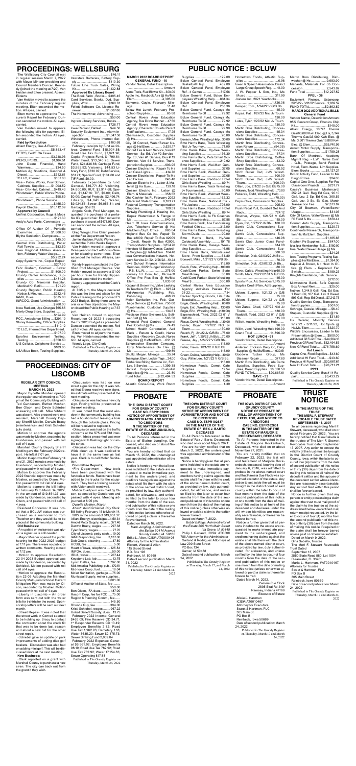# PROCEEDINGS: WELLSBURG

The Wellsburg City Council met in regular session March 7, 2022 with Mayor Mintee presiding and Council Members Duncan, Kennedy (joined the meeting at 7:20), Van Heiden and Eiten present. Absent: Eilderts

Van Heiden moved to approve the minutes of the February regular meeting. Eiten seconded the motion. All ayes, carried.

Eiten moved to approve the Treasurer's Report for February. Duncan seconded the motion. All ayes, carried.

Van Heiden moved to approve the following bills for payment. Eiten seconded the motion. All ayes, carried.

**Paid by Resolution**

Alliant Energy, Gas & Electric .......$5,853.47
EFTPS, Fed/FICA Taxes .................$3,318.33
IPERS, IPERS..........................$1,907.51
John Deere Financial, Hand Warmers..............................$34.50
Nutrien Ag Solutions, Gasohol & Diesel...................................$352.61
TC LLC, Internet.......................$107.00
Visa - Public Works, Pool School, Cabinets, Supplies .......$1,008.52
Visa - City Hall, Cabinet ....$419.43
Windstream, Public Works Phones ........................................$98.89
Windstream , Phone Service ..........................................$155.30
Payroll Checks ................$10,112.09

**Approved by Council**

Unifirst Corporation, Rugs & Wraps ...........................................$121.30
Andy's Auto Parts, Connectors ............................................$20.28
Office Of Auditor Of State, Exam Fee .............................$1,500.00
Blythe Sanitation, Dumpsters ............................................$45.00
Central Iowa Distributing, Paper Roll Towels .....................$83.50
Iowa Regional Utilities Association, Rural Water Usage ..............................................$5,232.24
Copy Systems Inc., Copier Repair .......................................$207.90
Fehr Graham, Contract - Sewer Project .............................$1,800.00
Grundy Center Ambulance, Supplies .....................................$481.23
Grundy Co. Memorial Hospital, Medical Kit Refill.................$91.20
Grundy Register, Public Hearing Notice & Minutes.................$212.45
IAMU, Dues .............................$675.00
INRCOG, Grant Administration.... ............................................$360.03
Iowa Radiant, Ups Charges$65.85
Menly Drug Store, Supplies............ ............................................$124.99
PCC, Ambulance Billing ....$291.19
Storey Kenworthy, Office Supplies ............................................$110.12
TC LLC, Internet Fire Department. ............................................$107.00
Eurofins Environment Testing, Testing ..............................$558.60
U S Cellular, Cellphone Service..... ............................................$109.05
USA Blue Book, Testing Supplies.. ............................................$46.11
Interstate Batteries, Battery Supply ............................................$410.30
Future Line Truck Sales, Wiring Kit.........................................$1,132.88

**Approved By Library Board**

The Book Farm , Books ....$396.45
Card Services, Books, Dvd, Supplies, Wow ...........................$360.61
Follett Software Co, License Renewal ..................................$1,087.86
The Homeowner, Advertising ............................................$50.00
Ingram Library Services, Books.... ............................................$726.77
Iowa Radiant, Ballast ..........$44.50
Security Equipment Inc., Alarm Inspection ........................$1,047.58
Windstream, Phone Internet Service ....................................$163.68

February receipts by fund as follows: General Fund, $15,904.58; Road Use Tax Fund, $7,921.96; Capital Projects Fund, $1,790.61; Water Fund, $13,340.25; Sewer Fund, $24,836.68; Garbage Fund, $3,955.92; Visioning, $44.53 Library Fund; $730.07; Debt Service, $51.71; Special Fund, $104.60 and TIF Fund, $0.00.

February Expenditure by fund: General, $16,771.89; Visioning, $4,800.00; RUT, $3,914.68; Special, $1,147.18; TIF, $0.00; Debt, $0.00; Capital Projects, $2,496.74; Library, $4,845.54; Water, $9,924.55; Sewer, $6,056.81; and Garbage, $59.33.

Angela Koch, Pool Manager, requested the purchase of a portable life guard chair. Eiten moved to purchase at a cost of $471.95. Duncan seconded the motion. All ayes, carried.

Greg Winger, Fire Chief, presented the Fire Department Report.

Jamie Madden, Public Works, presented the Public Works Report.

Van Heiden moved to approve a three-year contract with Veo-Sewer for cleaning sewer lines. Eiten seconded the motion. All ayes, carried.

Randy Hippen completed the Certified Pool Manager Course. Van Heiden moved to approve a $1.00 per hour raise for Randy Hippen. Duncan seconded the motion.

Wendy Lage presented the Clerk's report.

At 7:35 p.m. the Mayor declared this was the time and place for the Public Hearing on the proposed FY 2023 Budget. Being there were no oral or written objections the Mayor closed the Public Hearing at 7:37 p.m.

Van Heiden moved to approve Resolution 03-2022-1 accepting the FY 2023 Budget as presented. Kennedy seconded the motion. Roll call of votes. All ayes, carried.

Eiten moved to adjourn the meeting. Van Heiden seconded the motion. All ayes, carried.

Wendy Lage, City Clerk

Published in The Grundy Register on Thursday, March 24, 2022

# PROCEEDINGS: CITY OF LISCOMB

**REGULAR CITY COUNCIL MEETING**
**MARCH 14, 2022**

Mayor Gynette Mosher opened the regular council meeting at 7:00 pm at the Community Building with Ted Gunderson, Esther Mosher, Ben Olson, and Devin Schiebel answering roll call. Mike Vilhard was absent. Also present were city resident, Marshall County Deputy Sheriff Modlin, Darwin Bracy (maintenance), and Kristi Schiebel (city clerk).

Motion to approve the agenda was made by Mosher, seconded by Gunderson, and passed with roll call of 4 ayes.

Marshall County Deputy Sheriff Modlin gave the February 2022 report. He left at 7:01 pm.

Motion to approve the February 14 and 21, 2022 minutes was made by Gunderson, seconded by Mosher, and passed with roll call of 4 ayes.

Motion to approve the February 2022 financial report was made by Mosher, seconded by Olson. Motion passed with roll call of 4 ayes.

Motion to approve the bill listing for February 15 to March 14, 2022, in the amount of $19,851.37 was made by Gunderson, seconded by Olson, and passed with roll call of 4 ayes.

Resident Concerns: It was noted that a BCLUW statue was purchased as a memorial to Tom Thatcher and they would like to be placed at the community building.

**Old Business:**

•An update on nuisances was given: a signature is still needed.

•Mayor Mosher opened the public hearing for the 2022-2023 budget at 7:11 pm. There were no public or written comments. Hearing closed at 7:12 pm.

•Motion to approve Resolution 22-04 2023 budget approval was made by Gunderson, seconded by Schiebel. Motion passed with roll call of 4 ayes.

•Motion to approve the Resolution 22-05 Adopting the Marshall County Multi-jurisdictional Hazard Mitigation Plan was made by Olson, seconded by Mosher. Motion passed with roll call of 4 ayes.

•Liberty in Liscomb – An order form was sent out with the water bills for t-shirts for the event. Sponsorship letters will be sent out next month.

•Street Repair- It was noted that the street work in Conrad seemed to be holding up. Bracy to contact the contractor about the crack fill that was to be done last season and about a new bid for the other street repair.

•Schiebel gave an update on park improvements of adding disc golf baskets. Discussion was also had on adding mini golf. This will be discussed more at the next meeting.

**New Business:**

•Clerk reported on a grant with Marshall County to purchase a new siren. The city can back out from the grant if they wish.

•Discussion was had on new street signs for the city. It was noted that Elders received new signs. An estimate will be presented at the next meeting.

•Discussion was had on a new city sign. Pricing will be presented at the next meeting.

•It was noted that the west window in the community building has still a hole left in it leaving a hole through the outside glass. Pricing will be received to replace it.

•Discussion was had on the traffic concerns at the STS and E18 intersection. Ideas presented was new signage with flashing light or rumble strips.

•Discussion was had on the City-Wide clean up. It was decided to have it at the same time as last year. Clerk is to call Moler Sanitation.

**Committee Reports:**

•Fire Department – New tools have been purchased with the fundraiser funds. Racks have been added to the trucks for the equipment. They had a training session with Albion and it went well.

Motion to adjourn was made by Olson, seconded by Gunderson and passed with 4 ayes. Meeting adjourned at 8:05 pm.

*Gynette Mosher, Mayor*

*Attest: Kristi Schiebel, City Clerk*

Bill listing February 15 to March 14, 2022 in the amount of $19,851.37
Alliant Energy, electric/gas ..1,50.34
Arnold Motor Supply, repair.... 371.40
Darwin Bracy, wages........... 297.38
Tyler Bracy, wages............... 27.70
City of Liscomb, petty cash... 79.00
IAM Responding, fee............3,137.00
Jay Gould, cleaning .................37.50
HCSB, fee ..............................5.00
Heart of Iowa, telephone.......125.84
IMFOA, dues...........................50.00
IRUA, water.......................1,207.44
Keystone Lab, lab ....................13.75
Lynch Dallas, fee..............1,792.00
Mid-America Publishing, pub...170.51
Mid-Iowa Coop, fuel ................78.04
Moler Sanitation, garbage......75.00
Municipal Supply, meter supplies.. ............................................8,601.00
Office of Auditor of State, fee........ ..............................................550.00
Ben Olson, IFA dues.............. 187.00
Racom Corp, fee for FCC........75.00
Region 6 Planning Comm., fee....... ................................................145.50
Rhonda Guy, fee.....................394.00
Kristi Schiebel, wages..........967.22
United Benefit Society, dues....13.75
February 2022 Income: General $463.09; Fire Reserve CD 34.71; 1st Responder Reserve CD 13.49; Employee Benefits 2.82; Road Use Tax 1,962.93; Cemetery 1.18; Water 3635.23; Sewer $2,475.73; Sewer Sinking Fund 2,039.04

February 2022 Expense: General $6,561.02; Employee Benefits 98.19; Road Use Tax 782.92; Road Use Tax 782.92; Water 17,154.83; Sewer Operating 817.88

Published in The Grundy Register on Thursday, March 24, 2022

# PUBLIC NOTICE : BCLUW

**MARCH 2022 BOARD REPORT**
**GENERAL FUND - 10**

Vendor Name, Detail Description.. ............................................Amount
Acme Tools, Fuel Blower Kit ..300.00
Apple Inc, Macbook Air's @ Hs/Ms/ Elem.................................4,395.00
Barkema, Gayle, February Mileage......................................51.48
Bcluw Hot Lunch, February Preschool Supplies .....................65.88
Central Rivers Area Education Agency, Bus Driver Banner ...47.50
Central Rivers Area Education Agency, Character Counts Parent Notifications.........................17.25
Chemsearch, Custodial Supplies @ Hs ...................................159.92
City Of Conrad, Water/Sewer Usage @ Hs/Elem..................3,529.17
Conrad Tire & Auto Service, Van #2 Service - Sp. Ed, Van #2 Service - Sp. Ed, Van #1 Service, Bus # 19 Service, Van #4 Service, Transportation Supplies................993.95
Crosser Electric Inc , Repair To Hs Led Cass Lights..................414.70
Crosser Electric Inc , Repair To Ms Led Fixture.........................243.40
Crosser Electric Inc , Labor & Material @ Hs Gym ...................129.18
Crosser Electric Inc , Labor @ Elem. & Materials ..............358.52
Des Cashier 1st Fl, February 2022 Medicaid State Share.....8,103.71
Fastenal Company, Transportation Supplies.................................109.51
Hartwig Plumbing & Heating Inc, Repair Watercloset & Flange In Ms ...........................................840.58
Heart Of Iowa Communications, Jan. Telephone Service @ Hs/ Ms/Elem./Supt. Office ........963.04
Hogland Bus Co Inc, Repair To Bus #2009, Repair To Bus #2009 – Credit, Repair To Bus #2009, Transportation Supplies......3,854.70
Interstate All Battery Center, Custodial Supplies @ Hs/Ms/Elem...104.40
Iowa Communications Network, Network Service 2/1/22 - 2/28/22... 51.31
Iowa School Finance Information Services, 2022 Budget Workshop - P.B. & L.W........................275.00
Journey Ed. Com, Inc., Microsoft Office Pro Plus Edu @ Hs/Ms/ Elem....................................1,833.60
Kapaun & Brown Inc, Valve Leaking In Teachers Rm @ Elem....627.74
Mid-America Publishing, Feb. Publishing...............................468.79
Moler Sanitation Inc, Feb. Garbage Service @ Hs/Elem..750.00
Plumbmaster, Custodial Supplies @ Hs...........................................134.61
Precision Water Systems Llc, Softner Salt @ Ms......................563.50
Schendel Pest Control, General Pest Control @ Ms.................74.49
School Health Corporation, Aed Pads - Return & Credit, Nurse Supplies - Recovery Couch, Nurse Supplies @ Hs/Ms/Elem....601.29
Schumacher Elevator Company, Qtrly Maintenance On Elev. @ Ms.......................................409.89
Shultz, Megan, Mileage.........25.74
Teamgear, Elem. Locker Tags....24.00
Timberline Billing Service Llc, Feb. Lev 3 Service...................1,399.38
Unifirst Corporation, Custodial Supplies @ Hs.......................23.80
Fund Total......................$ 32,494.53

**BOARD REPORT**

Atlantic Coca-Cola, Work Room Supplies.................................129.09
Bcluw General Fund, Employee Basketball Help .....................439.09
Bcluw General Fund, Employee Ref - 4 Games .......................317.56
Bcluw General Fund, Bcluw Employee Wrestling Help .....831.34
Bcluw General Fund, Employee Ref .........................................258.36
Bcluw General Fund, Caseys Mc Reimburse To Gf..................79.92
Bcluw General Fund, Caseys Mc Reimburse To Gf...................79.92
Bcluw General Fund, Caseys Mc Reimburse To Gf...................99.90
Bcluw General Fund, Caseys Mc Reimburse To Gf...................20.00
Benson, Mike, Wrestling Help...30.00
Bmo Harris Bank, Track Wrestling Ncl Jv Tourney .....................71.00
Bmo Harris Bank, Hy-Vee Wrestling Supplies.........................136.30
Bmo Harris Bank, Pets Smart Science Supplies.........................219.92
Bmo Harris Bank, Wal-Mart General Supplies............................37.05
Bmo Harris Bank, Wal-Mart General Supplies............................37.05
Bmo Harris Bank, Raddison Hotel Girls State Wrestling ...........89.74
Bmo Harris Bank, Track Wrestling Jv Tournament.......................90.00
Bmo Harris Bank, Walmart Wrestling Supplies..........................162.33
Bmo Harris Bank, National Ffa - Ffa Jackets ..............................726.00
Bmo Harris Bank, Raddison Hotel Girls State Wrestling ...........89.74
Bmo Harris Bank, Ia Fb Coaches Assc. Membership ....................57.86
Bmo Harris Bank, Ace Fundraising Football Clinic.......................312.00
Bmo Harris Bank, Track Wrestling Storm Duals ..............................90.00
Bmo Harris Bank, Hy-Vee Cadecott Assembly..................191.78
Bmo Harris Bank, Caseys Wrestling Supplies...........................16.98
Bmo Harris Bank, Webstaurant Store - Prom Supplies ..........64.80
Bonwell, Mike , 1/21/22 V G/B Bb.. ...............................................115.00
Busch, Pete , Wrestling Help..100.00
Cash/Cent Parker, Swim State Meal Money...............................30.00
Cash/Cent Parker, State Wrestling Meal $........................................360.00
Central Rivers Area Education Agency, Activities Passes For 21-22 .............................................7.14
Decker Sporting Goods, Lite Flite Baseballs...............................97.60
Engle, Caleb , Wrestling Help...60.00
Engle, Eric , Wrestling Help....130.00
Engle, Eric , Wrestling Help....(130.00)
Espenscheid, Thad, 2022 02 01 V G/B Bb ....................................115.00
Fiscus, David, Wrestling Help..130.00
Frazier, Bryan, 1/27/22 Ncl Jv Tourn.......................................130.00
Foulds, Pj, 2/1/22 Jv G/B Bb....75.00
Franck, Jeff , 1/25/22 Jh Bb....70.00
Freese, Jay , 1/24/22 V G/B Bb........ ...............................................115.00
Fuller, Travis, 1/21/22 V G/B Bb...... ...............................................115.00
Green, Deidra, Wrestling Help...30.00
Guy, Willie Lee, 1/21/22 V G/B Bb... ...............................................115.00
Hometown Foods, Comet Cafe Supplies....................................12.54
Hometown Foods, Comet Cafe Supplies......................................3.29
Hometown Foods, Comet Cafe Supplies......................................1.39
Hometown Foods, Comet Cafe Supplies......................................6.98
Iowa Hs Speech Association, District Large Group Speech Reg.... 41.00
J. W. Pepper & Son, Inc., Ms Music......................................311.99
Jostens Inc, 2021 Yearbooks ........... ...........................................1,726.06
Kemper, Tom , 1/24/22 V G/B Bb..... ...............................................115.00
Kopsa, Pat , 1/27/22 Ncl Jv Tourn... ...............................................130.00
Lutes, Tyler, 1/27/22 Ncl Jv Tourn... ...............................................130.00
Martin Bros Distributing, Concessions Supplies.......................115.34
Martin Bros Distributing, Concessions Supplies.......................172.34
Martin Bros Distributing, Concession Return ..........................(94.35)
Martin Bros Distributing, Concessions Supplies.......................167.04
Martin Bros Distributing, Coffee Shop Supplies...........................43.32
Martin Bros Distributing, Concessions Supplies...........................68.52
North Butler Csd, Jv/V Wrestl. Tourn.........................................100.00
North Butler Csd, Jv/V Wrestl. Tourn.......................................(100.00)
Otten, Joe, 2/1/22 Jv G/B Bb 75.00
Pekarek, Todd, Wrestling Help...70.00
Pekarek, Todd, Wrestling Help...... ................................................(70.00)
Pepsi-Cola, Concession Supplies.. ...............................................205.82
Push Pedal Pull, Dumbell Set And Rack.........................................724.12
Ritscher, Wayne, 1/24/22 V G/B Bb...........................................115.00
Ryan, Pat, 1/27/22 Jh Bb.....100.00
Sam's Club, Concessions Supplies...........................................349.59
Sam's Club, Concessions Supplies...........................................146.96
Sam's Club, Junior Class Fundraiser.......................................614.08
Sam's Club, Concession Supplies...........................................580.38
Shindelar, Dick, 02/03/22 Jh Bb...... .................................................70.00
Shindelar, Dick , 02/07/22 Jh Bb...... .................................................80.00
Silver, Caleb, Wrestling Help 60.00
Smith, Mark, 2022 02 01 V G/B Bb. ...............................................115.00
Sports Plus, Ab Services 1,675.00
Staples Credit Plan, Ad Supplies.. .................................................17.49
Ubben, Eugene, 1/21/22 Jv G/B Bb...........................................75.00
Ubben, Eugene, 1/24/22 Jv G/B Bb...........................................75.00
Van Zante, Chad, 1/27/22 Ncl Jv Tourn.......................................130.00
Waddell, Todd, 2022 02 01 V G/B Bb............................................115.00
Willett, Austin, Wrestling Help........ .................................................90.00
Willett, Jenn, Wrestling Help 190.00
Grand Total ........................$21,498.39

**HOT LUNCH - 61**

Vendor Name, Detail Description.. ............................................Amount
Anderson Erickson Dairy Co, Dairy Supplies @ Hs/Ms/Elem.....1,359.51
Goodwin Tucker Group, Ms Steamer Repair ..................377.60
Martin Bros Distributing, Ala Carte Supplies, Supplies, Food Supplies, Bread Supplies 18,350.50
FUND TOTAL..................$20,667.61

**SAVE - 33**

Vendor Name, Detail Description.. ............................................Amount
Martin Bros Distributing, Dishwasher @ Hs......................9,683.90
Menards, Materials For Sb Concession.............................2,543.62
Fund Total .........................$12,227.52

**PPEL - 36**

Equipment Finance, Usbancorp, 2/28/22 - 3/31/22 Service ...2,862.52
FUND TOTAL......................$2,862.52

**MARCH 2022 ADDITIONAL BILLS**
**General Fund**

Vendor Name, Description Amount
95% Percent Group, Phonics Chip Kit..........................................$140.00
Alliant Energy, 10,747 Therms Gas/60,600 Kwh Elec. @ Hs, 3,347 Therms Gas/33,000 Kwh Elec. @ Ms, 3,501 Therms Gas/16,800 Kwh Elec. @ Elem...................$25,740.95
Arnold Motor Supply, Transportation Supplies........................$1,789.28
Bank Of Montreal, Academy Mgmnt Reg. - L.W., Nurse Conf. - G.B., Postage, Band Festival Hotel, Elem./Nurse, Lim Supplies, Elem. Books........................$1,127.21
Bcluw Activity Fund, Leader In Me Bingo Prizes...........................$24.00
Capital One One, Supplies For Fcs Classroom Projects.............$231.77
Casey's Business Mastercard, 252.28 Gall. Reg. Ed. Gas, 50.10 Gall. Lev. 2 Sp. Ed Gas, 360.53 Gall. Lev. 3 Sp. Ed Gas, March Transaction Fee...............$2,373.87
City Of Beaman, Water/Sewer Usage.......................................$31.00
City Of Union, Water/Sewer @ Ms Fb Field & Ms...........................$120.44
Conrad Auto Supply, Transportation Supplies......................$229.73
Continental Research, Transportation/Hs/Ms/Elem. Supplies..........
...........................................$1,185.86
Gopher, Pe Supplies..............$647.00
Ista, Ipts Membership - N.S.....$180.00
Irua, Water/Sewer Usage @ Ms..... .................................................$24.25
Iowa Testing Programs, Testing Supplies @ Hs/Ms/Elem......$1,384.00
Kapaun & Brown, No Heat In Office @ Elem. - Replaced Fan Switch....................................$169.23
Knights Sanitation, Feb. Service...... ...............................................$212.00
Midwestone Bank, Safe Deposit Box Annual Fee.....................$25.00
Nutrien, 1,344.5 Gall. Reg. Ed. Gas, 1 Drum Oil, 107 Gall. Lev. 3 Diesel, 593 Gall. Reg. Ed Diesel. $7,242.75
Quality Service Corp., Transportation Supplies......................$507.00
Schrage, Cassie, Mileage .....$6.40
Staples, Custodial Supplies @ Hs ................................................$31.89
Us Cellular, Monthly Service 2/12/22 - 3/11/22, Hot Spots @ Hs/Ms/Elem........................$320.70
Wildlife Encounters, Leader In Me Presentation @ Elem......$500.00
Additional Gf Fund Total....$44,264.16
Previous Gf Fund Total.....$32,494.53
New Gf Fund Total...........$76,758.69

**Hot Lunch**

Capital One, Food Supplies....$43.60
Additional Hl Fund Total.......$43.60
Previous Hl Fund Total.....$20,667.61
New Hl Fund Total............$20,711.21

**PPEL**

Quality Service Corp, Bus # 14 Repair.........................................$3,433.72

Published in The Grundy Register on Thursday, March 24, 2022

# PROBATE

**THE IOWA DISTRICT COURT FOR GRUNDY COUNTY**
**CASE NO. ESPR102639**
**NOTICE OF APPOINTMENT OF ADMINISTRATOR AND NOTICE TO CREDITORS**
**N THE MATTER OF THE ESTATE OF ELAINE JUNGLING, DECEASED**

To All Persons Interested in the Estate of Elaine Jungling, Deceased, who died on or about November 6, 2021:

You are hereby notified that on March 15, 2022, the undersigned was appointed administrator of the estate.

Notice is hereby given that all persons indebted to the estate are requested to make immediate payment to the undersigned, and creditors having claims against the estate shall file them with the clerk of the above named district court, as provided by law, duly authenticated, for allowance, and unless so filed by the later to occur four months from the date of the second publication of this notice or one month from the date of mailing of this notice (unless otherwise allowed or paid) a claim is thereafter forever barred.

Dated on March 16, 2022.

*Mark Jungling, Administrator of the Estate*
*504 M Avenue*
*Grundy Center, IA 50638*

Erika L. Allen, ICIS#: AT0000408
Attorney for the Administrator
Rickert, Wessel & Allen
115 Broad Street
P.O. Box 193
Reinbeck, IA 50669
Date of second publication: March 31, 2022

Published in The Grundy Register on Thursday, March 24 and March 31, 2022

# PROBATE

**THE IOWA DISTRICT COURT FOR GRUNDY COUNTY**
**NOTICE OF APPOINTMENT OF ADMINISTRATOR AND NOTICE TO CREDITORS**
**CASE NO. ESPR102537**
**IN THE MATTER OF THE ESTATE OF REX J. BARTO, DECEASED**

To All Persons Interested in the Estate of Rex J. Barto, Deceased, who died on or about May 6, 2021.

You are hereby notified that on March 2, 2022, the undersigned was appointed administrator of the estate.

Notice is hereby given that all persons indebted to the estate are requested to make immediate payment to the undersigned, and creditors having claims against the estate shall file them with the clerk of the above named district court, as provided by law, duly authenticated, for allowance, and unless so filed by the later to occur four months from the date of the second publication of this notice or one month from the date of the mailing of this notice (unless otherwise allowed or paid) a claim is thereafter forever barred.

Dated on March 7, 2022.

*Bobbi Billings, Administrator of the Estate*
*805 North Main Street*
*Ida Grove, IA 51445*

Philip L. Garland, ICIS#: AT0002786
786 Attorney for the Administrator
Garland & Rodriguez Attorneys at Law
200 State Street
PO Box 134
Garner, IA 50438
Date of second publication: March 24, 2022

Published in The Grundy Register on Thursday, March 17 and March 24, 2022

# PROBATE

**THE IOWA DISTRICT COURT GRUNDY COUNTY**
**NOTICE OF PROBATE OF WILL, OF APPOINTMENT OF EXECUTOR, AND NOTICE TO CREDITORS**
**CASE NO. ESPR102601**
**IN THE MATTER OF THE ESTATE OF MARJORIE ROCKENBACH, DECEASED**

To All Persons Interested in the Estate of Marjorie Rockenbach, Deceased, who died on or about November 27, 2021:

You are hereby notified that on February 22, 2022, the last will and testament of Marjorie Rockenbach, deceased, bearing date of January 6, 2016, was admitted to probate in the above-named court and that Pamela Sue Flock was appointed executor of the estate. Any action to set aside the will must be brought in the district court of said county within the later to occur of four months from the date of the second publication of this notice or one month from the date of mailing of this notice to all heirs of the decedent and devisees under the will whose identities are reasonably ascertainable, or thereafter be forever barred.

Notice is further given that all persons indebted to the estate are requested to make immediate payment to the undersigned, and creditors having claims against the estate shall file them with the clerk of the above named district court, as provided by law, duly authenticated, for allowance, and unless so filed by the later to occur of four months from the date of the second publication of this notice or one month from the date of mailing of this notice (unless otherwise allowed or paid) a claim is thereafter forever barred.

Dated March 14, 2022.

*Pamela Sue Flock*
*2805 Sinai Rd. NW*
*Ramsey, Indiana 47166*
*Executor of Estate*

*Maria L. Hartman*
ICIS#: AT0010467
Attorney for Executors
Sweet & Hartman, PLC
305 Main St.
PO Box B
Reinbeck, Iowa 50669
Date of second publication: March 24, 2022

Published in The Grundy Register on Thursday, March 17 and March 24, 2022

# TRUST NOTICE

**IN THE MATTER OF THE TRUST:**
**THE MERL F. STEWART REVOCABLE TRUST DATED SEPTEMBER 13, 2007**

To all persons regarding Merl F. Stewart, deceased, who died on or about February 20, 2022. You are hereby notified that Gina Sabella is the trustee of The Merl F. Stewart Revocable Trust dated September 13, 2007. Any action to contest the validity of the trust must be brought in the District Court of Grundy County, Iowa, within the later to occur of four (4) months from the date of second publication of this notice or thirty (30) days from the date of mailing this notice to all heirs of the decedent settlor and the spouse of the decedent settlor whose identities are reasonably ascertainable. Any suit not filed within this period shall be forever barred.

Notice is further given that any person or entity possessing a claim against the trust must mail proof of the claim to the trustee at the address listed below via certified mail, return receipt requested, by the later to occur of four (4) months from the second publication of this notice or thirty (30) days from the date of mailing this notice if required or the claim shall be forever barred unless paid or otherwise satisfied.

Dated on March 9, 2022.

Gina Sabella, Trustee
The Merl F. Stewart Revocable Trust Dated
September 13, 2007
2550 State Road 580, Lot 1004
Clearwater, FL 33761
Maria L. Hartman, #AT0010467, Attorney for Trustee
Sweet & Hartman, PLC
PO Box B
305 Main Street
Reinbeck, Iowa 50669
Date of second publication: March 24, 2022

Published in The Grundy Register on Thursday, March 17 and March 24, 2022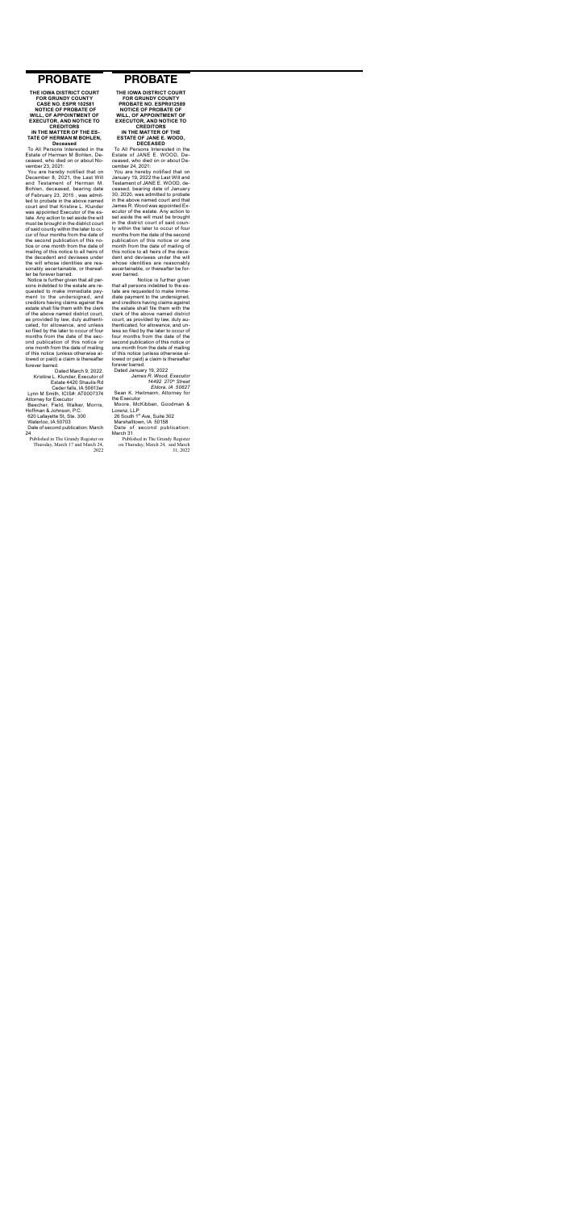# PROBATE

**THE IOWA DISTRICT COURT FOR GRUNDY COUNTY CASE NO. ESPR 102581 NOTICE OF PROBATE OF WILL, OF APPOINTMENT OF EXECUTOR, AND NOTICE TO CREDITORS IN THE MATTER OF THE ESTATE OF HERMAN M BOHLEN, Deceased**

To All Persons Interested in the Estate of Herman M Bohlen, Deceased, who died on or about November 23, 2021:

You are hereby notified that on December 8, 2021, the Last Will and Testament of Herman M. Bohlen, deceased, bearing date of February 23, 2015 , was admitted to probate in the above named court and that Kristine L. Klunder was appointed Executor of the estate. Any action to set aside the will must be brought in the district court of said county within the later to occur of four months from the date of the second publication of this notice or one month from the date of mailing of this notice to all heirs of the decedent and devisees under the will whose identities are reasonably ascertainable, or thereafter be forever barred.

Notice is further given that all persons indebted to the estate are requested to make immediate payment to the undersigned, and creditors having claims against the estate shall file them with the clerk of the above named district court, as provided by law, duly authenticated, for allowance, and unless so filed by the later to occur of four months from the date of the second publication of this notice or one month from the date of mailing of this notice (unless otherwise allowed or paid) a claim is thereafter forever barred.

Dated March 9, 2022.

Kristine L. Klunder, Executor of Estate 4420 Shaulis Rd
Ceder falls, IA 50613er

Lynn M Smith, ICIS#: AT0007374
Attorney for Executor
Beecher, Field, Walker, Morris, Hoffman & Johnson, P.C.
620 Lafayette St, Ste. 300
Waterloo, IA 50703

Date of second publication: March 24

Published in The Grundy Register on Thursday, March 17 and March 24, 2022

# PROBATE

**THE IOWA DISTRICT COURT FOR GRUNDY COUNTY PROBATE NO. ESPR012589 NOTICE OF PROBATE OF WILL, OF APPOINTMENT OF EXECUTOR, AND NOTICE TO CREDITORS IN THE MATTER OF THE ESTATE OF JANE E. WOOD, DECEASED**

To All Persons Interested in the Estate of JANE E. WOOD, Deceased, who died on or about December 24, 2021:

You are hereby notified that on January 19, 2022 the Last Will and Testament of JANE E. WOOD, deceased, bearing date of January 30, 2020, was admitted to probate in the above named court and that James R. Wood was appointed Executor of the estate. Any action to set aside the will must be brought in the district court of said county within the later to occur of four months from the date of the second publication of this notice or one month from the date of mailing of this notice to all heirs of the decedent and devisees under the will whose identities are reasonably ascertainable, or thereafter be forever barred.

Notice is further given that all persons indebted to the estate are requested to make immediate payment to the undersigned, and creditors having claims against the estate shall file them with the clerk of the above named district court, as provided by law, duly authenticated, for allowance, and unless so filed by the later to occur of four months from the date of the second publication of this notice or one month from the date of mailing of this notice (unless otherwise allowed or paid) a claim is thereafter forever barred.

Dated January 19, 2022

*James R. Wood, Executor*
*14492 270th Street*
*Eldora, IA 50627*

Sean K. Heitmann, Attorney for the Executor
Moore, McKibben, Goodman & Lorenz, LLP
26 South 1st Ave, Suite 302
Marshalltown, IA 50158

Date of second publication: March 31

Published in The Grundy Register on Thursday, March 24, and March 31, 2022